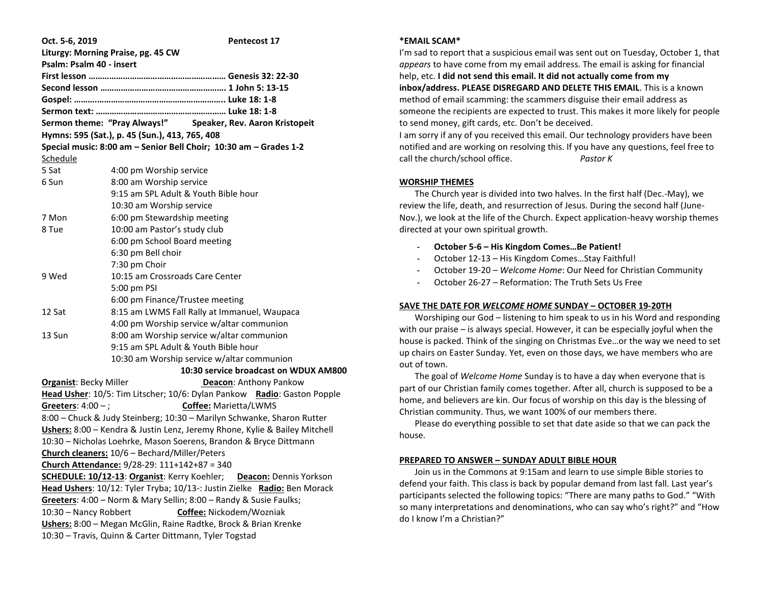**Oct. 5-6, 2019 Pentecost 17**

**Liturgy: Morning Praise, pg. 45 CW**

**Psalm: Psalm 40 - insert**

**First lesson ………………………………………………… Genesis 32: 22-30**

**Second lesson ……………………………………………. 1 John 5: 13-15**

**Gospel: ……..……………………………………………... Luke 18: 1-8**

**Sermon text: ……………………………………………… Luke 18: 1-8**

**Sermon theme: "Pray Always!" Speaker, Rev. Aaron Kristopeit**

**Hymns: 595 (Sat.), p. 45 (Sun.), 413, 765, 408**

**Special music: 8:00 am – Senior Bell Choir; 10:30 am – Grades 1-2**

Schedule

| | |
|---|---|
| 5 Sat | 4:00 pm Worship service |
| 6 Sun | 8:00 am Worship service |
| | 9:15 am SPL Adult & Youth Bible hour |
| | 10:30 am Worship service |
| 7 Mon | 6:00 pm Stewardship meeting |
| 8 Tue | 10:00 am Pastor's study club |
| | 6:00 pm School Board meeting |
| | 6:30 pm Bell choir |
| | 7:30 pm Choir |
| 9 Wed | 10:15 am Crossroads Care Center |
| | 5:00 pm PSI |
| | 6:00 pm Finance/Trustee meeting |
| 12 Sat | 8:15 am LWMS Fall Rally at Immanuel, Waupaca |
| | 4:00 pm Worship service w/altar communion |
| 13 Sun | 8:00 am Worship service w/altar communion |
| | 9:15 am SPL Adult & Youth Bible hour |
| | 10:30 am Worship service w/altar communion |

**10:30 service broadcast on WDUX AM800**

**Organist**: Becky Miller **Deacon**: Anthony Pankow

**Head Usher**: 10/5: Tim Litscher; 10/6: Dylan Pankow **Radio**: Gaston Popple

**Greeters**: 4:00 – ; **Coffee:** Marietta/LWMS

8:00 – Chuck & Judy Steinberg; 10:30 – Marilyn Schwanke, Sharon Rutter

**Ushers:** 8:00 – Kendra & Justin Lenz, Jeremy Rhone, Kylie & Bailey Mitchell

10:30 – Nicholas Loehrke, Mason Soerens, Brandon & Bryce Dittmann

**Church cleaners:** 10/6 – Bechard/Miller/Peters

**Church Attendance:** 9/28-29: 111+142+87 = 340

**SCHEDULE: 10/12-13**: **Organist**: Kerry Koehler; **Deacon:** Dennis Yorkson

**Head Ushers**: 10/12: Tyler Tryba; 10/13-: Justin Zielke **Radio:** Ben Morack

**Greeters**: 4:00 – Norm & Mary Sellin; 8:00 – Randy & Susie Faulks;

10:30 – Nancy Robbert **Coffee:** Nickodem/Wozniak

**Ushers:** 8:00 – Megan McGlin, Raine Radtke, Brock & Brian Krenke

10:30 – Travis, Quinn & Carter Dittmann, Tyler Togstad

## *EMAIL SCAM*

I'm sad to report that a suspicious email was sent out on Tuesday, October 1, that *appears* to have come from my email address. The email is asking for financial help, etc. **I did not send this email. It did not actually come from my inbox/address. PLEASE DISREGARD AND DELETE THIS EMAIL**. This is a known method of email scamming: the scammers disguise their email address as someone the recipients are expected to trust. This makes it more likely for people to send money, gift cards, etc. Don't be deceived.

I am sorry if any of you received this email. Our technology providers have been notified and are working on resolving this. If you have any questions, feel free to call the church/school office. *Pastor K*

## WORSHIP THEMES

The Church year is divided into two halves. In the first half (Dec.-May), we review the life, death, and resurrection of Jesus. During the second half (June-Nov.), we look at the life of the Church. Expect application-heavy worship themes directed at your own spiritual growth.

- **October 5-6 – His Kingdom Comes…Be Patient!**
- October 12-13 – His Kingdom Comes…Stay Faithful!
- October 19-20 – *Welcome Home*: Our Need for Christian Community
- October 26-27 – Reformation: The Truth Sets Us Free

## SAVE THE DATE FOR *WELCOME HOME* SUNDAY – OCTOBER 19-20TH

Worshiping our God – listening to him speak to us in his Word and responding with our praise – is always special. However, it can be especially joyful when the house is packed. Think of the singing on Christmas Eve…or the way we need to set up chairs on Easter Sunday. Yet, even on those days, we have members who are out of town.

The goal of *Welcome Home* Sunday is to have a day when everyone that is part of our Christian family comes together. After all, church is supposed to be a home, and believers are kin. Our focus of worship on this day is the blessing of Christian community. Thus, we want 100% of our members there.

Please do everything possible to set that date aside so that we can pack the house.

## PREPARED TO ANSWER – SUNDAY ADULT BIBLE HOUR

Join us in the Commons at 9:15am and learn to use simple Bible stories to defend your faith. This class is back by popular demand from last fall. Last year's participants selected the following topics: "There are many paths to God." "With so many interpretations and denominations, who can say who's right?" and "How do I know I'm a Christian?"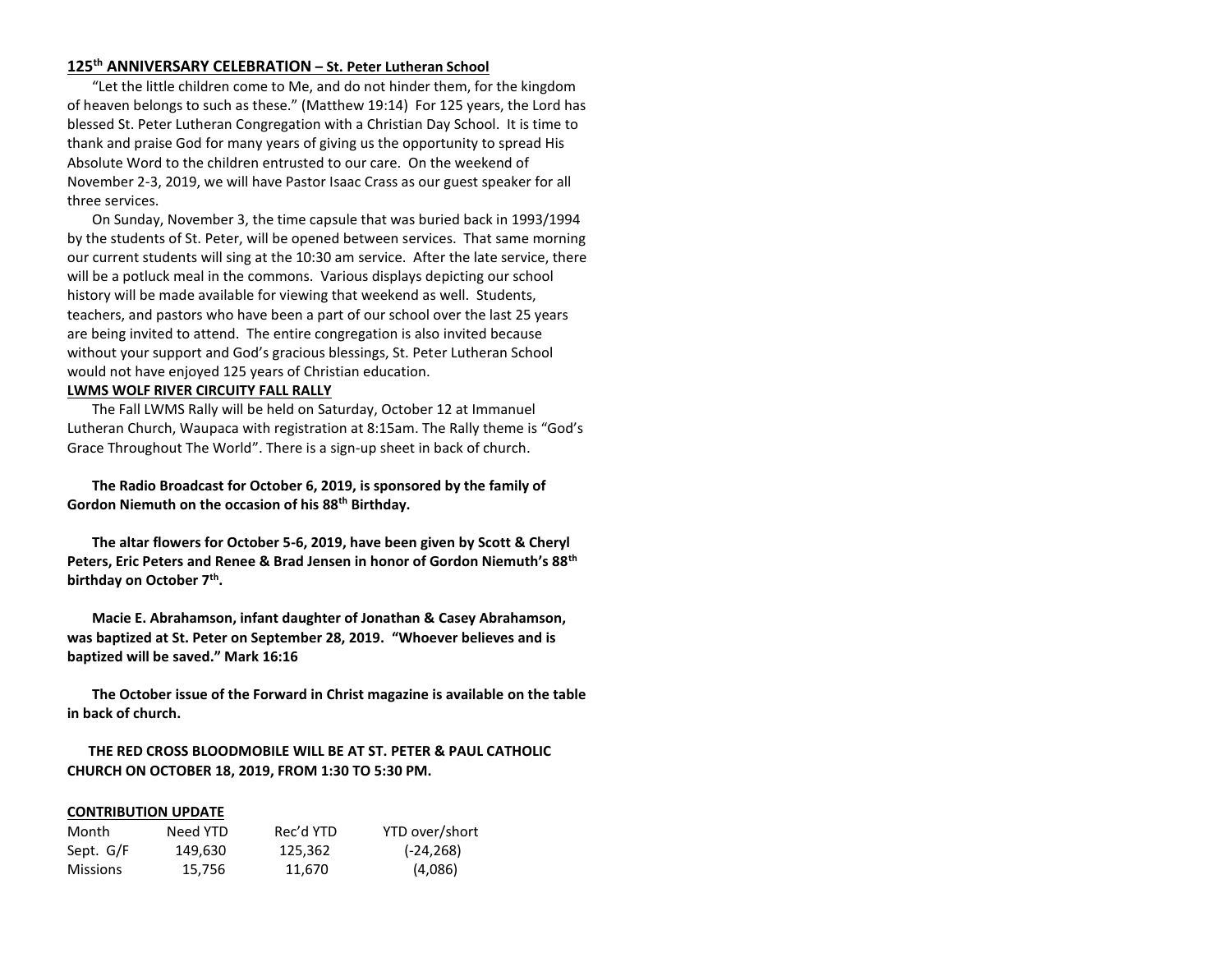**125th ANNIVERSARY CELEBRATION – St. Peter Lutheran School**

"Let the little children come to Me, and do not hinder them, for the kingdom of heaven belongs to such as these." (Matthew 19:14) For 125 years, the Lord has blessed St. Peter Lutheran Congregation with a Christian Day School. It is time to thank and praise God for many years of giving us the opportunity to spread His Absolute Word to the children entrusted to our care. On the weekend of November 2-3, 2019, we will have Pastor Isaac Crass as our guest speaker for all three services.

On Sunday, November 3, the time capsule that was buried back in 1993/1994 by the students of St. Peter, will be opened between services. That same morning our current students will sing at the 10:30 am service. After the late service, there will be a potluck meal in the commons. Various displays depicting our school history will be made available for viewing that weekend as well. Students, teachers, and pastors who have been a part of our school over the last 25 years are being invited to attend. The entire congregation is also invited because without your support and God's gracious blessings, St. Peter Lutheran School would not have enjoyed 125 years of Christian education.

**LWMS WOLF RIVER CIRCUITY FALL RALLY**

The Fall LWMS Rally will be held on Saturday, October 12 at Immanuel Lutheran Church, Waupaca with registration at 8:15am. The Rally theme is "God's Grace Throughout The World". There is a sign-up sheet in back of church.

**The Radio Broadcast for October 6, 2019, is sponsored by the family of Gordon Niemuth on the occasion of his 88th Birthday.**

**The altar flowers for October 5-6, 2019, have been given by Scott & Cheryl Peters, Eric Peters and Renee & Brad Jensen in honor of Gordon Niemuth's 88th birthday on October 7th.**

**Macie E. Abrahamson, infant daughter of Jonathan & Casey Abrahamson, was baptized at St. Peter on September 28, 2019. "Whoever believes and is baptized will be saved." Mark 16:16**

**The October issue of the Forward in Christ magazine is available on the table in back of church.**

**THE RED CROSS BLOODMOBILE WILL BE AT ST. PETER & PAUL CATHOLIC CHURCH ON OCTOBER 18, 2019, FROM 1:30 TO 5:30 PM.**

**CONTRIBUTION UPDATE**

| Month | Need YTD | Rec'd YTD | YTD over/short |
|---|---|---|---|
| Sept. G/F | 149,630 | 125,362 | (-24,268) |
| Missions | 15,756 | 11,670 | (4,086) |